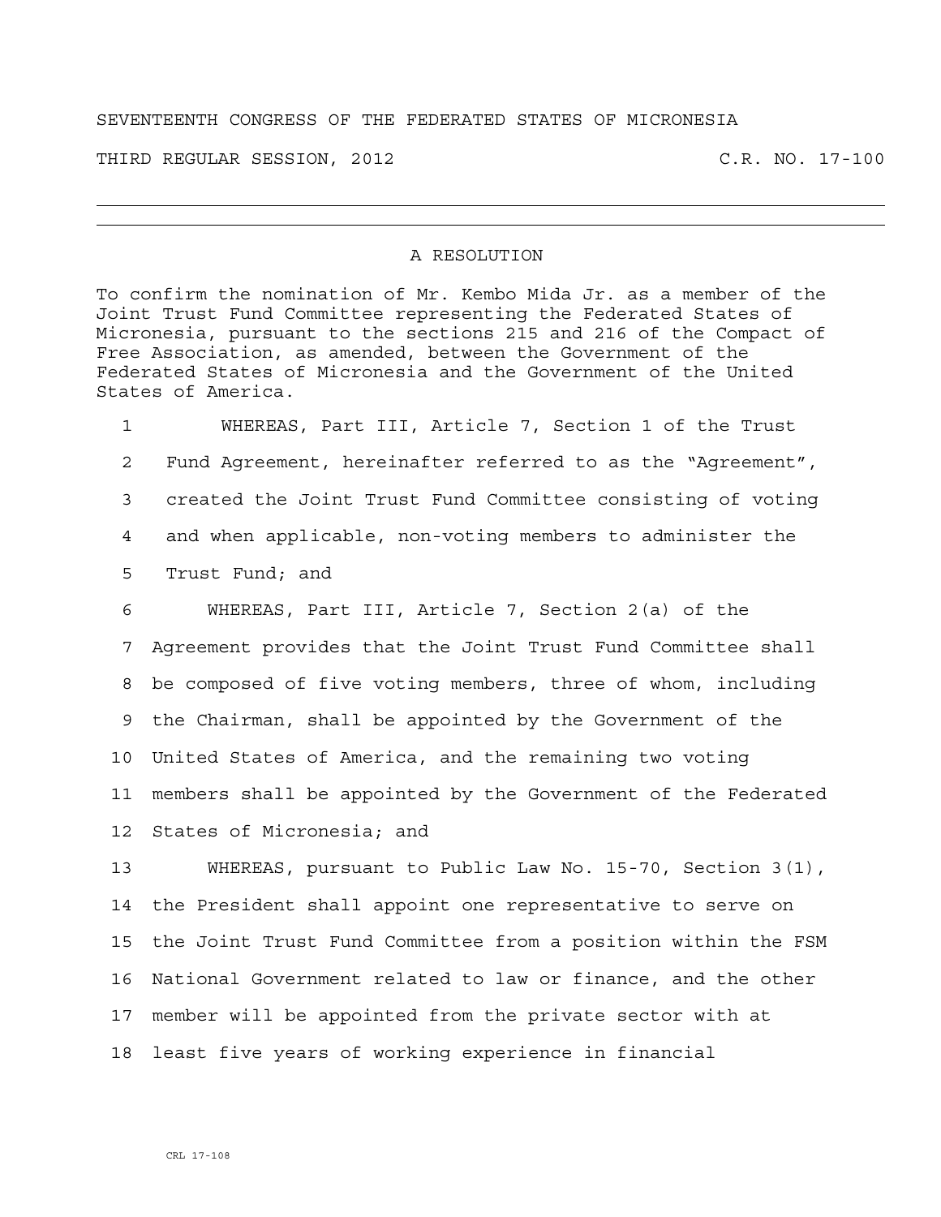SEVENTEENTH CONGRESS OF THE FEDERATED STATES OF MICRONESIA

THIRD REGULAR SESSION, 2012 C.R. NO. 17-100

---

## A RESOLUTION

To confirm the nomination of Mr. Kembo Mida Jr. as a member of the Joint Trust Fund Committee representing the Federated States of Micronesia, pursuant to the sections 215 and 216 of the Compact of Free Association, as amended, between the Government of the Federated States of Micronesia and the Government of the United States of America.

1 WHEREAS, Part III, Article 7, Section 1 of the Trust
2 Fund Agreement, hereinafter referred to as the "Agreement",
3 created the Joint Trust Fund Committee consisting of voting
4 and when applicable, non-voting members to administer the
5 Trust Fund; and

6 WHEREAS, Part III, Article 7, Section 2(a) of the
7 Agreement provides that the Joint Trust Fund Committee shall
8 be composed of five voting members, three of whom, including
9 the Chairman, shall be appointed by the Government of the
10 United States of America, and the remaining two voting
11 members shall be appointed by the Government of the Federated
12 States of Micronesia; and

13 WHEREAS, pursuant to Public Law No. 15-70, Section 3(1),
14 the President shall appoint one representative to serve on
15 the Joint Trust Fund Committee from a position within the FSM
16 National Government related to law or finance, and the other
17 member will be appointed from the private sector with at
18 least five years of working experience in financial

CRL 17-108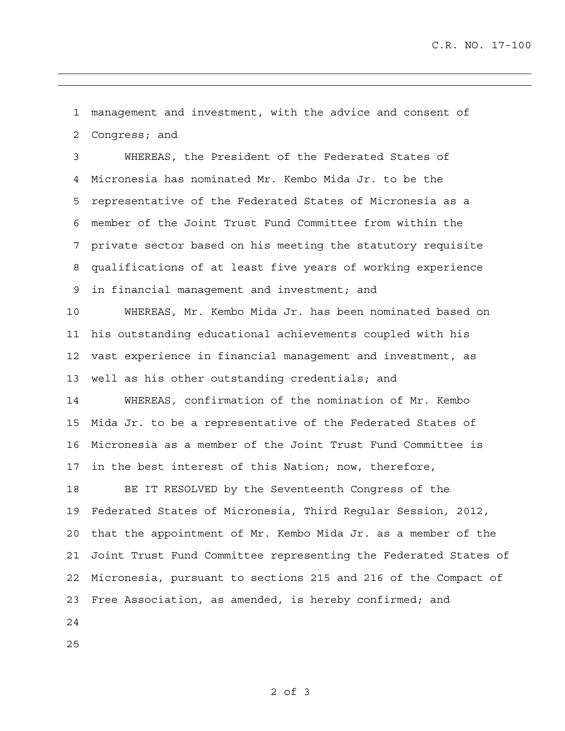management and investment, with the advice and consent of Congress; and

WHEREAS, the President of the Federated States of Micronesia has nominated Mr. Kembo Mida Jr. to be the representative of the Federated States of Micronesia as a member of the Joint Trust Fund Committee from within the private sector based on his meeting the statutory requisite qualifications of at least five years of working experience in financial management and investment; and

WHEREAS, Mr. Kembo Mida Jr. has been nominated based on his outstanding educational achievements coupled with his vast experience in financial management and investment, as well as his other outstanding credentials; and

WHEREAS, confirmation of the nomination of Mr. Kembo Mida Jr. to be a representative of the Federated States of Micronesia as a member of the Joint Trust Fund Committee is in the best interest of this Nation; now, therefore,

BE IT RESOLVED by the Seventeenth Congress of the Federated States of Micronesia, Third Regular Session, 2012, that the appointment of Mr. Kembo Mida Jr. as a member of the Joint Trust Fund Committee representing the Federated States of Micronesia, pursuant to sections 215 and 216 of the Compact of Free Association, as amended, is hereby confirmed; and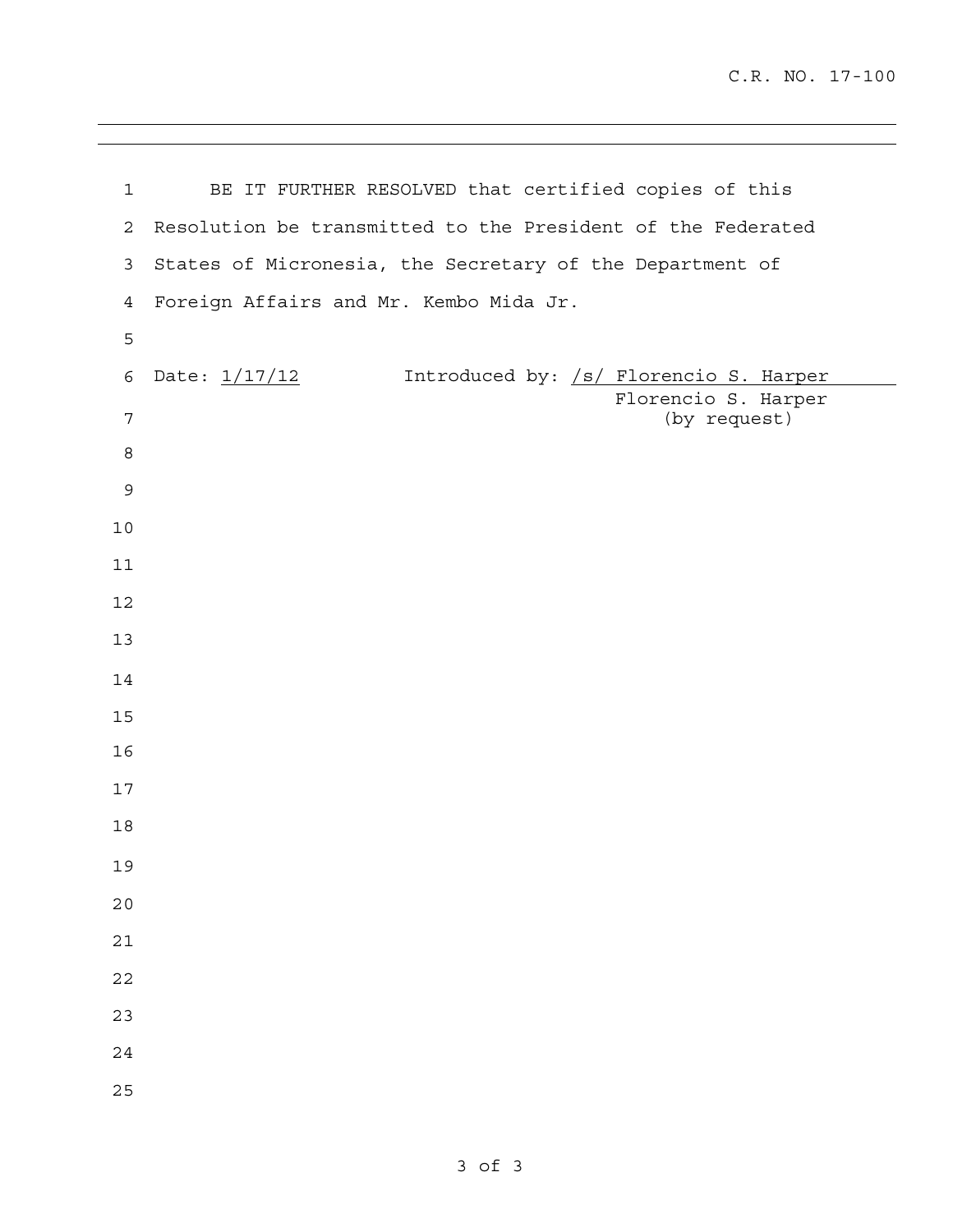BE IT FURTHER RESOLVED that certified copies of this Resolution be transmitted to the President of the Federated States of Micronesia, the Secretary of the Department of Foreign Affairs and Mr. Kembo Mida Jr.

Date: 1/17/12

Introduced by: /s/ Florencio S. Harper

Florencio S. Harper
(by request)